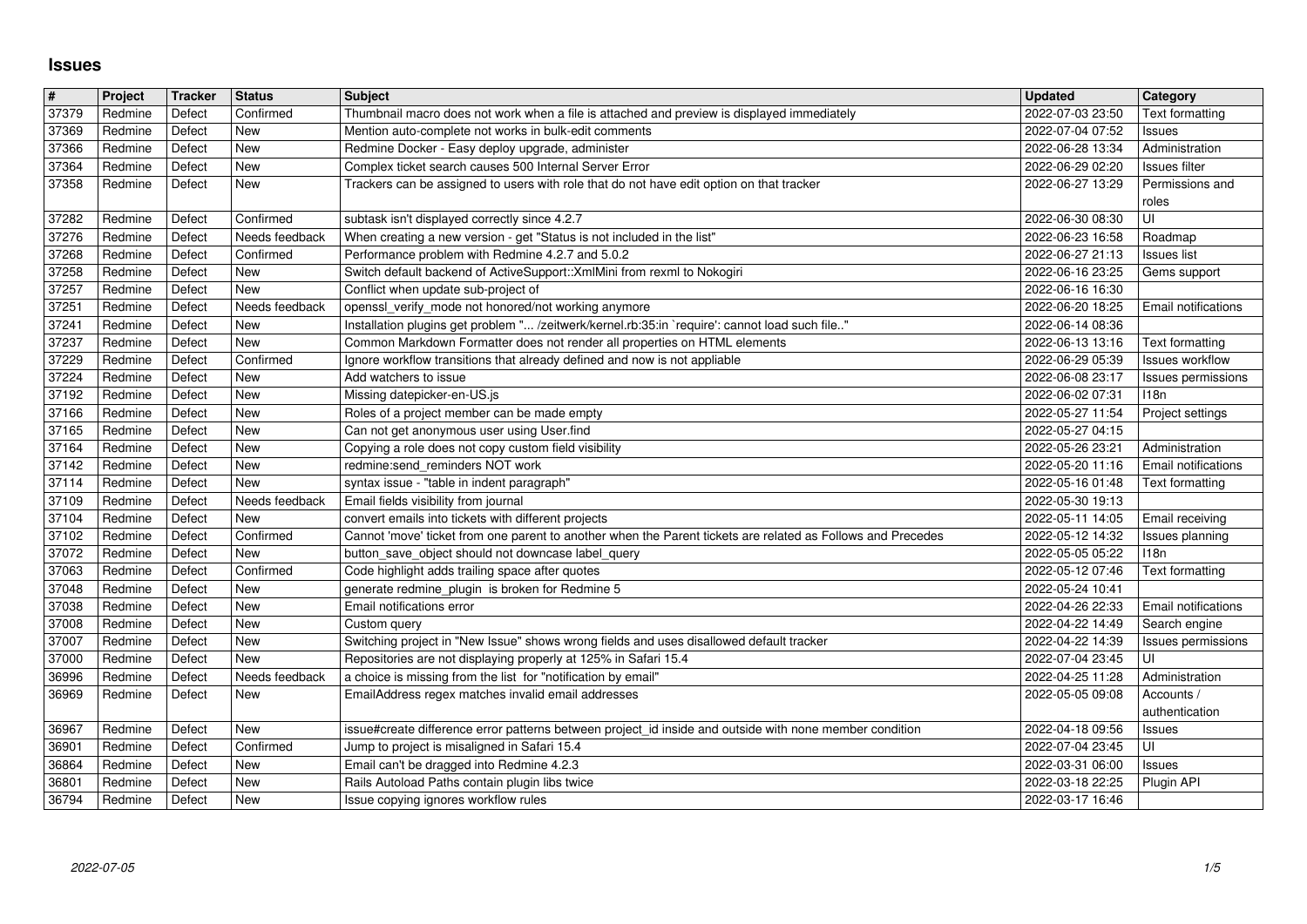# Issues

| # | Project | Tracker | Status | Subject | Updated | Category |
|---|---|---|---|---|---|---|
| 37379 | Redmine | Defect | Confirmed | Thumbnail macro does not work when a file is attached and preview is displayed immediately | 2022-07-03 23:50 | Text formatting |
| 37369 | Redmine | Defect | New | Mention auto-complete not works in bulk-edit comments | 2022-07-04 07:52 | Issues |
| 37366 | Redmine | Defect | New | Redmine Docker - Easy deploy upgrade, administer | 2022-06-28 13:34 | Administration |
| 37364 | Redmine | Defect | New | Complex ticket search causes 500 Internal Server Error | 2022-06-29 02:20 | Issues filter |
| 37358 | Redmine | Defect | New | Trackers can be assigned to users with role that do not have edit option on that tracker | 2022-06-27 13:29 | Permissions and roles |
| 37282 | Redmine | Defect | Confirmed | subtask isn't displayed correctly since 4.2.7 | 2022-06-30 08:30 | UI |
| 37276 | Redmine | Defect | Needs feedback | When creating a new version - get "Status is not included in the list" | 2022-06-23 16:58 | Roadmap |
| 37268 | Redmine | Defect | Confirmed | Performance problem with Redmine 4.2.7 and 5.0.2 | 2022-06-27 21:13 | Issues list |
| 37258 | Redmine | Defect | New | Switch default backend of ActiveSupport::XmlMini from rexml to Nokogiri | 2022-06-16 23:25 | Gems support |
| 37257 | Redmine | Defect | New | Conflict when update sub-project of | 2022-06-16 16:30 | |
| 37251 | Redmine | Defect | Needs feedback | openssl_verify_mode not honored/not working anymore | 2022-06-20 18:25 | Email notifications |
| 37241 | Redmine | Defect | New | Installation plugins get problem "... /zeitwerk/kernel.rb:35:in `require': cannot load such file.." | 2022-06-14 08:36 | |
| 37237 | Redmine | Defect | New | Common Markdown Formatter does not render all properties on HTML elements | 2022-06-13 13:16 | Text formatting |
| 37229 | Redmine | Defect | Confirmed | Ignore workflow transitions that already defined and now is not appliable | 2022-06-29 05:39 | Issues workflow |
| 37224 | Redmine | Defect | New | Add watchers to issue | 2022-06-08 23:17 | Issues permissions |
| 37192 | Redmine | Defect | New | Missing datepicker-en-US.js | 2022-06-02 07:31 | I18n |
| 37166 | Redmine | Defect | New | Roles of a project member can be made empty | 2022-05-27 11:54 | Project settings |
| 37165 | Redmine | Defect | New | Can not get anonymous user using User.find | 2022-05-27 04:15 | |
| 37164 | Redmine | Defect | New | Copying a role does not copy custom field visibility | 2022-05-26 23:21 | Administration |
| 37142 | Redmine | Defect | New | redmine:send_reminders NOT work | 2022-05-20 11:16 | Email notifications |
| 37114 | Redmine | Defect | New | syntax issue - "table in indent paragraph" | 2022-05-16 01:48 | Text formatting |
| 37109 | Redmine | Defect | Needs feedback | Email fields visibility from journal | 2022-05-30 19:13 | |
| 37104 | Redmine | Defect | New | convert emails into tickets with different projects | 2022-05-11 14:05 | Email receiving |
| 37102 | Redmine | Defect | Confirmed | Cannot 'move' ticket from one parent to another when the Parent tickets are related as Follows and Precedes | 2022-05-12 14:32 | Issues planning |
| 37072 | Redmine | Defect | New | button_save_object should not downcase label_query | 2022-05-05 05:22 | I18n |
| 37063 | Redmine | Defect | Confirmed | Code highlight adds trailing space after quotes | 2022-05-12 07:46 | Text formatting |
| 37048 | Redmine | Defect | New | generate redmine_plugin is broken for Redmine 5 | 2022-05-24 10:41 | |
| 37038 | Redmine | Defect | New | Email notifications error | 2022-04-26 22:33 | Email notifications |
| 37008 | Redmine | Defect | New | Custom query | 2022-04-22 14:49 | Search engine |
| 37007 | Redmine | Defect | New | Switching project in "New Issue" shows wrong fields and uses disallowed default tracker | 2022-04-22 14:39 | Issues permissions |
| 37000 | Redmine | Defect | New | Repositories are not displaying properly at 125% in Safari 15.4 | 2022-07-04 23:45 | UI |
| 36996 | Redmine | Defect | Needs feedback | a choice is missing from the list for "notification by email" | 2022-04-25 11:28 | Administration |
| 36969 | Redmine | Defect | New | EmailAddress regex matches invalid email addresses | 2022-05-05 09:08 | Accounts / authentication |
| 36967 | Redmine | Defect | New | issue#create difference error patterns between project_id inside and outside with none member condition | 2022-04-18 09:56 | Issues |
| 36901 | Redmine | Defect | Confirmed | Jump to project is misaligned in Safari 15.4 | 2022-07-04 23:45 | UI |
| 36864 | Redmine | Defect | New | Email can't be dragged into Redmine 4.2.3 | 2022-03-31 06:00 | Issues |
| 36801 | Redmine | Defect | New | Rails Autoload Paths contain plugin libs twice | 2022-03-18 22:25 | Plugin API |
| 36794 | Redmine | Defect | New | Issue copying ignores workflow rules | 2022-03-17 16:46 | |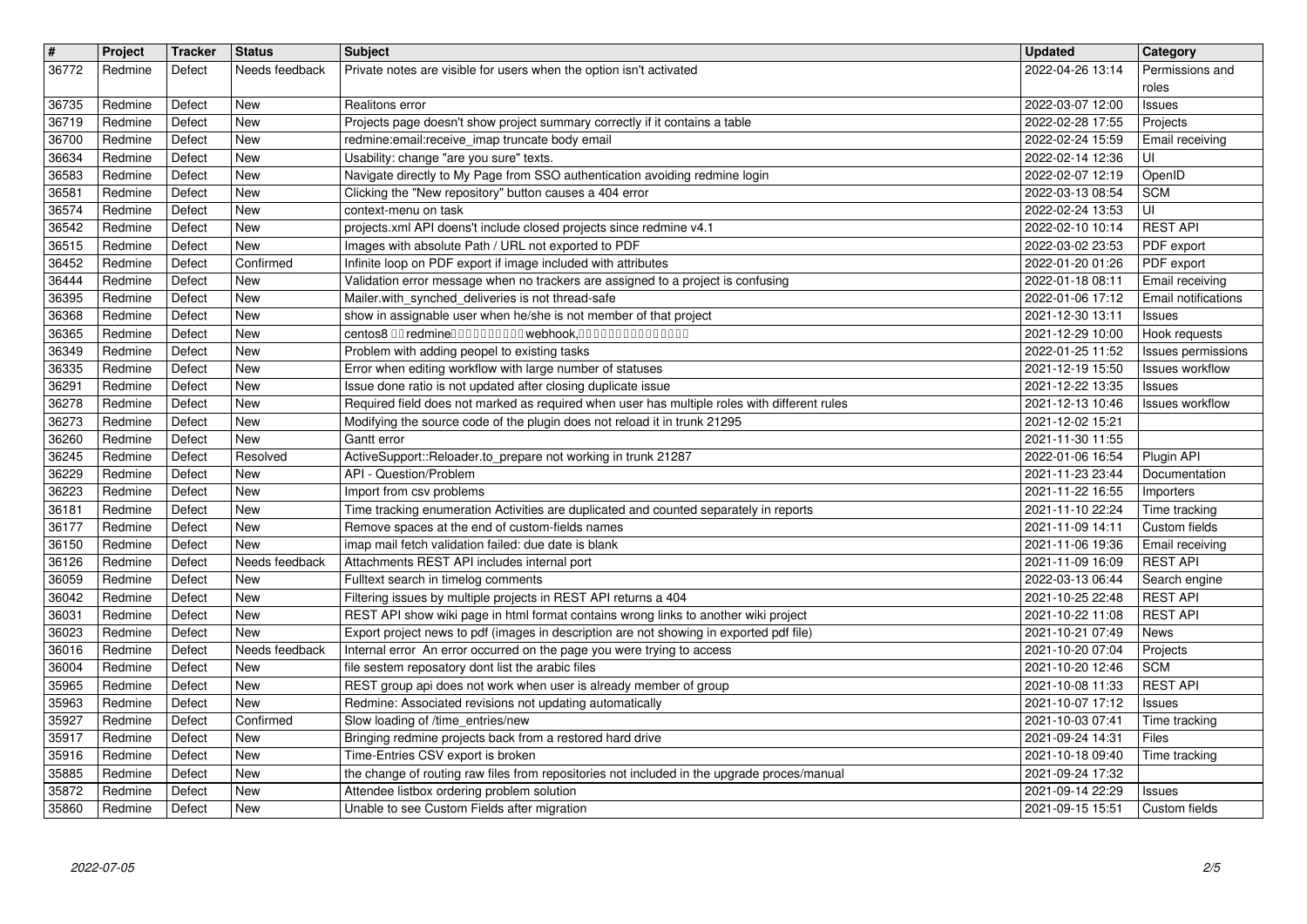| # | Project | Tracker | Status | Subject | Updated | Category |
|---|---|---|---|---|---|---|
| 36772 | Redmine | Defect | Needs feedback | Private notes are visible for users when the option isn't activated | 2022-04-26 13:14 | Permissions and roles |
| 36735 | Redmine | Defect | New | Realitons error | 2022-03-07 12:00 | Issues |
| 36719 | Redmine | Defect | New | Projects page doesn't show project summary correctly if it contains a table | 2022-02-28 17:55 | Projects |
| 36700 | Redmine | Defect | New | redmine:email:receive_imap truncate body email | 2022-02-24 15:59 | Email receiving |
| 36634 | Redmine | Defect | New | Usability: change "are you sure" texts. | 2022-02-14 12:36 | UI |
| 36583 | Redmine | Defect | New | Navigate directly to My Page from SSO authentication avoiding redmine login | 2022-02-07 12:19 | OpenID |
| 36581 | Redmine | Defect | New | Clicking the "New repository" button causes a 404 error | 2022-03-13 08:54 | SCM |
| 36574 | Redmine | Defect | New | context-menu on task | 2022-02-24 13:53 | UI |
| 36542 | Redmine | Defect | New | projects.xml API doens't include closed projects since redmine v4.1 | 2022-02-10 10:14 | REST API |
| 36515 | Redmine | Defect | New | Images with absolute Path / URL not exported to PDF | 2022-03-02 23:53 | PDF export |
| 36452 | Redmine | Defect | Confirmed | Infinite loop on PDF export if image included with attributes | 2022-01-20 01:26 | PDF export |
| 36444 | Redmine | Defect | New | Validation error message when no trackers are assigned to a project is confusing | 2022-01-18 08:11 | Email receiving |
| 36395 | Redmine | Defect | New | Mailer.with_synched_deliveries is not thread-safe | 2022-01-06 17:12 | Email notifications |
| 36368 | Redmine | Defect | New | show in assignable user when he/she is not member of that project | 2021-12-30 13:11 | Issues |
| 36365 | Redmine | Defect | New | centos8 □□ redmine□□□□□□□□□□ webhook,□□□□□□□□□□□□□□□ | 2021-12-29 10:00 | Hook requests |
| 36349 | Redmine | Defect | New | Problem with adding peopel to existing tasks | 2022-01-25 11:52 | Issues permissions |
| 36335 | Redmine | Defect | New | Error when editing workflow with large number of statuses | 2021-12-19 15:50 | Issues workflow |
| 36291 | Redmine | Defect | New | Issue done ratio is not updated after closing duplicate issue | 2021-12-22 13:35 | Issues |
| 36278 | Redmine | Defect | New | Required field does not marked as required when user has multiple roles with different rules | 2021-12-13 10:46 | Issues workflow |
| 36273 | Redmine | Defect | New | Modifying the source code of the plugin does not reload it in trunk 21295 | 2021-12-02 15:21 | |
| 36260 | Redmine | Defect | New | Gantt error | 2021-11-30 11:55 | |
| 36245 | Redmine | Defect | Resolved | ActiveSupport::Reloader.to_prepare not working in trunk 21287 | 2022-01-06 16:54 | Plugin API |
| 36229 | Redmine | Defect | New | API - Question/Problem | 2021-11-23 23:44 | Documentation |
| 36223 | Redmine | Defect | New | Import from csv problems | 2021-11-22 16:55 | Importers |
| 36181 | Redmine | Defect | New | Time tracking enumeration Activities are duplicated and counted separately in reports | 2021-11-10 22:24 | Time tracking |
| 36177 | Redmine | Defect | New | Remove spaces at the end of custom-fields names | 2021-11-09 14:11 | Custom fields |
| 36150 | Redmine | Defect | New | imap mail fetch validation failed: due date is blank | 2021-11-06 19:36 | Email receiving |
| 36126 | Redmine | Defect | Needs feedback | Attachments REST API includes internal port | 2021-11-09 16:09 | REST API |
| 36059 | Redmine | Defect | New | Fulltext search in timelog comments | 2022-03-13 06:44 | Search engine |
| 36042 | Redmine | Defect | New | Filtering issues by multiple projects in REST API returns a 404 | 2021-10-25 22:48 | REST API |
| 36031 | Redmine | Defect | New | REST API show wiki page in html format contains wrong links to another wiki project | 2021-10-22 11:08 | REST API |
| 36023 | Redmine | Defect | New | Export project news to pdf (images in description are not showing in exported pdf file) | 2021-10-21 07:49 | News |
| 36016 | Redmine | Defect | Needs feedback | Internal error An error occurred on the page you were trying to access | 2021-10-20 07:04 | Projects |
| 36004 | Redmine | Defect | New | file sestem reposatory dont list the arabic files | 2021-10-20 12:46 | SCM |
| 35965 | Redmine | Defect | New | REST group api does not work when user is already member of group | 2021-10-08 11:33 | REST API |
| 35963 | Redmine | Defect | New | Redmine: Associated revisions not updating automatically | 2021-10-07 17:12 | Issues |
| 35927 | Redmine | Defect | Confirmed | Slow loading of /time_entries/new | 2021-10-03 07:41 | Time tracking |
| 35917 | Redmine | Defect | New | Bringing redmine projects back from a restored hard drive | 2021-09-24 14:31 | Files |
| 35916 | Redmine | Defect | New | Time-Entries CSV export is broken | 2021-10-18 09:40 | Time tracking |
| 35885 | Redmine | Defect | New | the change of routing raw files from repositories not included in the upgrade proces/manual | 2021-09-24 17:32 | |
| 35872 | Redmine | Defect | New | Attendee listbox ordering problem solution | 2021-09-14 22:29 | Issues |
| 35860 | Redmine | Defect | New | Unable to see Custom Fields after migration | 2021-09-15 15:51 | Custom fields |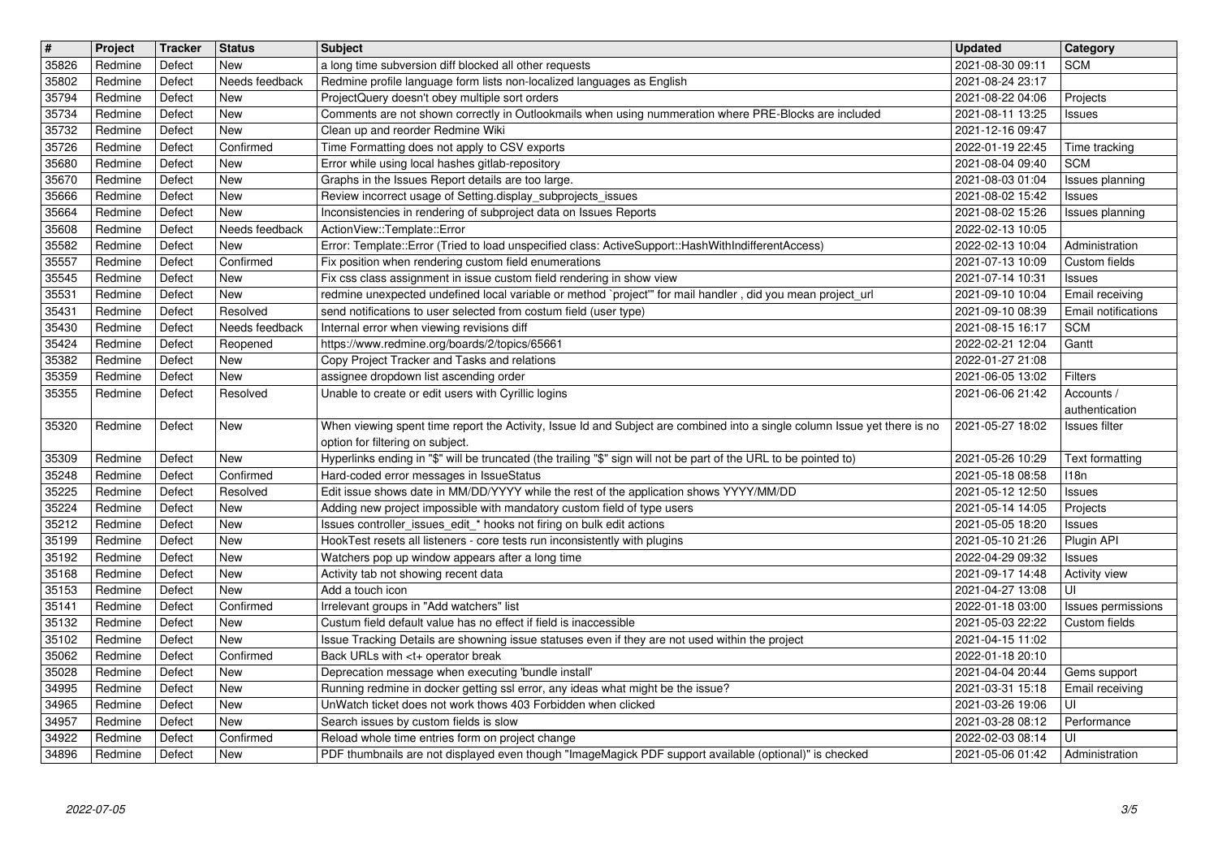| # | Project | Tracker | Status | Subject | Updated | Category |
| --- | --- | --- | --- | --- | --- | --- |
| 35826 | Redmine | Defect | New | a long time subversion diff blocked all other requests | 2021-08-30 09:11 | SCM |
| 35802 | Redmine | Defect | Needs feedback | Redmine profile language form lists non-localized languages as English | 2021-08-24 23:17 | |
| 35794 | Redmine | Defect | New | ProjectQuery doesn't obey multiple sort orders | 2021-08-22 04:06 | Projects |
| 35734 | Redmine | Defect | New | Comments are not shown correctly in Outlookmails when using nummeration where PRE-Blocks are included | 2021-08-11 13:25 | Issues |
| 35732 | Redmine | Defect | New | Clean up and reorder Redmine Wiki | 2021-12-16 09:47 | |
| 35726 | Redmine | Defect | Confirmed | Time Formatting does not apply to CSV exports | 2022-01-19 22:45 | Time tracking |
| 35680 | Redmine | Defect | New | Error while using local hashes gitlab-repository | 2021-08-04 09:40 | SCM |
| 35670 | Redmine | Defect | New | Graphs in the Issues Report details are too large. | 2021-08-03 01:04 | Issues planning |
| 35666 | Redmine | Defect | New | Review incorrect usage of Setting.display_subprojects_issues | 2021-08-02 15:42 | Issues |
| 35664 | Redmine | Defect | New | Inconsistencies in rendering of subproject data on Issues Reports | 2021-08-02 15:26 | Issues planning |
| 35608 | Redmine | Defect | Needs feedback | ActionView::Template::Error | 2022-02-13 10:05 | |
| 35582 | Redmine | Defect | New | Error: Template::Error (Tried to load unspecified class: ActiveSupport::HashWithIndifferentAccess) | 2022-02-13 10:04 | Administration |
| 35557 | Redmine | Defect | Confirmed | Fix position when rendering custom field enumerations | 2021-07-13 10:09 | Custom fields |
| 35545 | Redmine | Defect | New | Fix css class assignment in issue custom field rendering in show view | 2021-07-14 10:31 | Issues |
| 35531 | Redmine | Defect | New | redmine unexpected undefined local variable or method `project'" for mail handler , did you mean project_url | 2021-09-10 10:04 | Email receiving |
| 35431 | Redmine | Defect | Resolved | send notifications to user selected from costum field (user type) | 2021-09-10 08:39 | Email notifications |
| 35430 | Redmine | Defect | Needs feedback | Internal error when viewing revisions diff | 2021-08-15 16:17 | SCM |
| 35424 | Redmine | Defect | Reopened | https://www.redmine.org/boards/2/topics/65661 | 2022-02-21 12:04 | Gantt |
| 35382 | Redmine | Defect | New | Copy Project Tracker and Tasks and relations | 2022-01-27 21:08 | |
| 35359 | Redmine | Defect | New | assignee dropdown list ascending order | 2021-06-05 13:02 | Filters |
| 35355 | Redmine | Defect | Resolved | Unable to create or edit users with Cyrillic logins | 2021-06-06 21:42 | Accounts / authentication |
| 35320 | Redmine | Defect | New | When viewing spent time report the Activity, Issue Id and Subject are combined into a single column Issue yet there is no option for filtering on subject. | 2021-05-27 18:02 | Issues filter |
| 35309 | Redmine | Defect | New | Hyperlinks ending in "$" will be truncated (the trailing "$" sign will not be part of the URL to be pointed to) | 2021-05-26 10:29 | Text formatting |
| 35248 | Redmine | Defect | Confirmed | Hard-coded error messages in IssueStatus | 2021-05-18 08:58 | I18n |
| 35225 | Redmine | Defect | Resolved | Edit issue shows date in MM/DD/YYYY while the rest of the application shows YYYY/MM/DD | 2021-05-12 12:50 | Issues |
| 35224 | Redmine | Defect | New | Adding new project impossible with mandatory custom field of type users | 2021-05-14 14:05 | Projects |
| 35212 | Redmine | Defect | New | Issues controller_issues_edit_* hooks not firing on bulk edit actions | 2021-05-05 18:20 | Issues |
| 35199 | Redmine | Defect | New | HookTest resets all listeners - core tests run inconsistently with plugins | 2021-05-10 21:26 | Plugin API |
| 35192 | Redmine | Defect | New | Watchers pop up window appears after a long time | 2022-04-29 09:32 | Issues |
| 35168 | Redmine | Defect | New | Activity tab not showing recent data | 2021-09-17 14:48 | Activity view |
| 35153 | Redmine | Defect | New | Add a touch icon | 2021-04-27 13:08 | UI |
| 35141 | Redmine | Defect | Confirmed | Irrelevant groups in "Add watchers" list | 2022-01-18 03:00 | Issues permissions |
| 35132 | Redmine | Defect | New | Custum field default value has no effect if field is inaccessible | 2021-05-03 22:22 | Custom fields |
| 35102 | Redmine | Defect | New | Issue Tracking Details are showning issue statuses even if they are not used within the project | 2021-04-15 11:02 | |
| 35062 | Redmine | Defect | Confirmed | Back URLs with <t+ operator break | 2022-01-18 20:10 | |
| 35028 | Redmine | Defect | New | Deprecation message when executing 'bundle install' | 2021-04-04 20:44 | Gems support |
| 34995 | Redmine | Defect | New | Running redmine in docker getting ssl error, any ideas what might be the issue? | 2021-03-31 15:18 | Email receiving |
| 34965 | Redmine | Defect | New | UnWatch ticket does not work thows 403 Forbidden when clicked | 2021-03-26 19:06 | UI |
| 34957 | Redmine | Defect | New | Search issues by custom fields is slow | 2021-03-28 08:12 | Performance |
| 34922 | Redmine | Defect | Confirmed | Reload whole time entries form on project change | 2022-02-03 08:14 | UI |
| 34896 | Redmine | Defect | New | PDF thumbnails are not displayed even though "ImageMagick PDF support available (optional)" is checked | 2021-05-06 01:42 | Administration |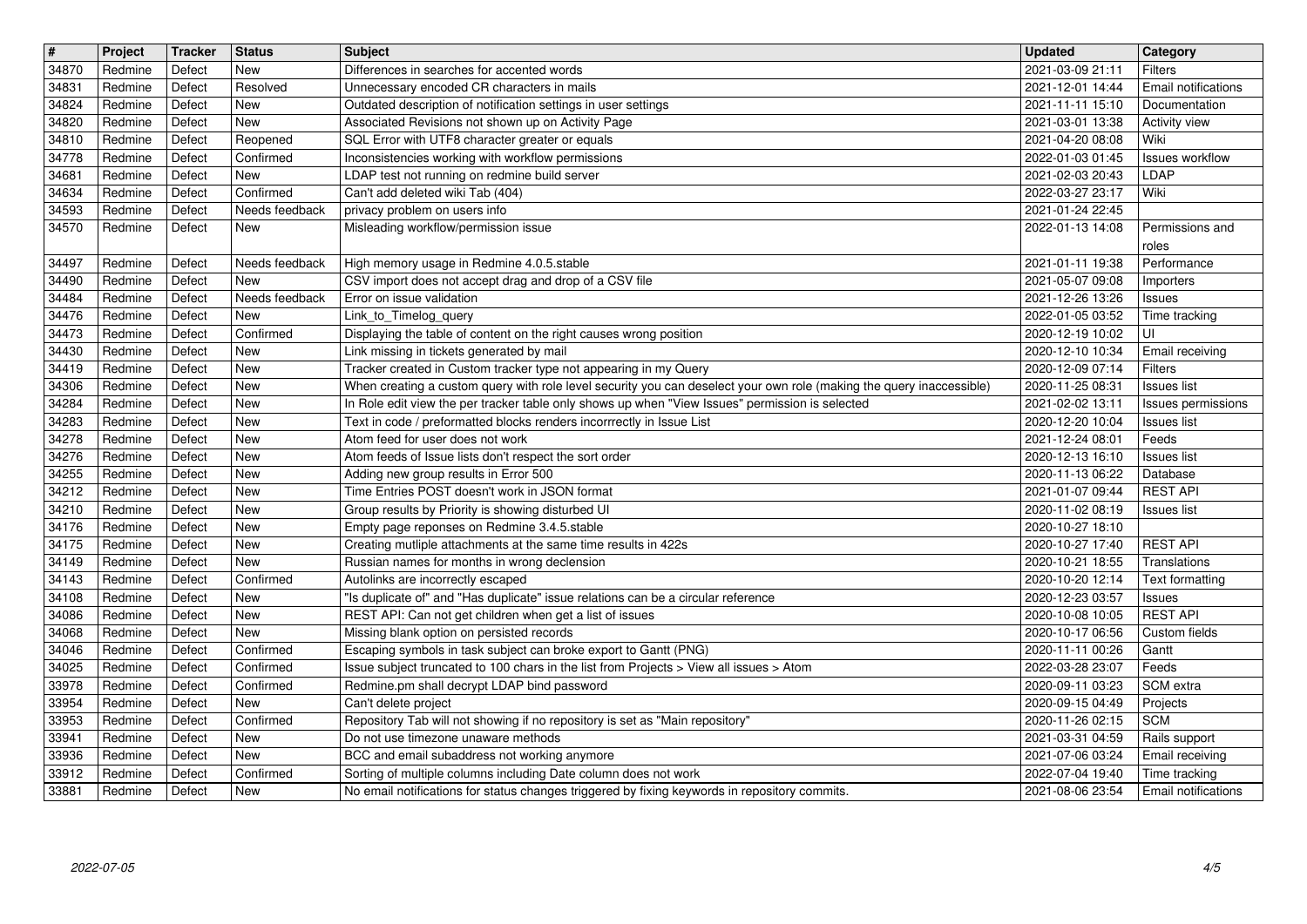| # | Project | Tracker | Status | Subject | Updated | Category |
|---|---|---|---|---|---|---|
| 34870 | Redmine | Defect | New | Differences in searches for accented words | 2021-03-09 21:11 | Filters |
| 34831 | Redmine | Defect | Resolved | Unnecessary encoded CR characters in mails | 2021-12-01 14:44 | Email notifications |
| 34824 | Redmine | Defect | New | Outdated description of notification settings in user settings | 2021-11-11 15:10 | Documentation |
| 34820 | Redmine | Defect | New | Associated Revisions not shown up on Activity Page | 2021-03-01 13:38 | Activity view |
| 34810 | Redmine | Defect | Reopened | SQL Error with UTF8 character greater or equals | 2021-04-20 08:08 | Wiki |
| 34778 | Redmine | Defect | Confirmed | Inconsistencies working with workflow permissions | 2022-01-03 01:45 | Issues workflow |
| 34681 | Redmine | Defect | New | LDAP test not running on redmine build server | 2021-02-03 20:43 | LDAP |
| 34634 | Redmine | Defect | Confirmed | Can't add deleted wiki Tab (404) | 2022-03-27 23:17 | Wiki |
| 34593 | Redmine | Defect | Needs feedback | privacy problem on users info | 2021-01-24 22:45 | |
| 34570 | Redmine | Defect | New | Misleading workflow/permission issue | 2022-01-13 14:08 | Permissions and roles |
| 34497 | Redmine | Defect | Needs feedback | High memory usage in Redmine 4.0.5.stable | 2021-01-11 19:38 | Performance |
| 34490 | Redmine | Defect | New | CSV import does not accept drag and drop of a CSV file | 2021-05-07 09:08 | Importers |
| 34484 | Redmine | Defect | Needs feedback | Error on issue validation | 2021-12-26 13:26 | Issues |
| 34476 | Redmine | Defect | New | Link_to_Timelog_query | 2022-01-05 03:52 | Time tracking |
| 34473 | Redmine | Defect | Confirmed | Displaying the table of content on the right causes wrong position | 2020-12-19 10:02 | UI |
| 34430 | Redmine | Defect | New | Link missing in tickets generated by mail | 2020-12-10 10:34 | Email receiving |
| 34419 | Redmine | Defect | New | Tracker created in Custom tracker type not appearing in my Query | 2020-12-09 07:14 | Filters |
| 34306 | Redmine | Defect | New | When creating a custom query with role level security you can deselect your own role (making the query inaccessible) | 2020-11-25 08:31 | Issues list |
| 34284 | Redmine | Defect | New | In Role edit view the per tracker table only shows up when "View Issues" permission is selected | 2021-02-02 13:11 | Issues permissions |
| 34283 | Redmine | Defect | New | Text in code / preformatted blocks renders incorrrectly in Issue List | 2020-12-20 10:04 | Issues list |
| 34278 | Redmine | Defect | New | Atom feed for user does not work | 2021-12-24 08:01 | Feeds |
| 34276 | Redmine | Defect | New | Atom feeds of Issue lists don't respect the sort order | 2020-12-13 16:10 | Issues list |
| 34255 | Redmine | Defect | New | Adding new group results in Error 500 | 2020-11-13 06:22 | Database |
| 34212 | Redmine | Defect | New | Time Entries POST doesn't work in JSON format | 2021-01-07 09:44 | REST API |
| 34210 | Redmine | Defect | New | Group results by Priority is showing disturbed UI | 2020-11-02 08:19 | Issues list |
| 34176 | Redmine | Defect | New | Empty page reponses on Redmine 3.4.5.stable | 2020-10-27 18:10 | |
| 34175 | Redmine | Defect | New | Creating mutliple attachments at the same time results in 422s | 2020-10-27 17:40 | REST API |
| 34149 | Redmine | Defect | New | Russian names for months in wrong declension | 2020-10-21 18:55 | Translations |
| 34143 | Redmine | Defect | Confirmed | Autolinks are incorrectly escaped | 2020-10-20 12:14 | Text formatting |
| 34108 | Redmine | Defect | New | "Is duplicate of" and "Has duplicate" issue relations can be a circular reference | 2020-12-23 03:57 | Issues |
| 34086 | Redmine | Defect | New | REST API: Can not get children when get a list of issues | 2020-10-08 10:05 | REST API |
| 34068 | Redmine | Defect | New | Missing blank option on persisted records | 2020-10-17 06:56 | Custom fields |
| 34046 | Redmine | Defect | Confirmed | Escaping symbols in task subject can broke export to Gantt (PNG) | 2020-11-11 00:26 | Gantt |
| 34025 | Redmine | Defect | Confirmed | Issue subject truncated to 100 chars in the list from Projects > View all issues > Atom | 2022-03-28 23:07 | Feeds |
| 33978 | Redmine | Defect | Confirmed | Redmine.pm shall decrypt LDAP bind password | 2020-09-11 03:23 | SCM extra |
| 33954 | Redmine | Defect | New | Can't delete project | 2020-09-15 04:49 | Projects |
| 33953 | Redmine | Defect | Confirmed | Repository Tab will not showing if no repository is set as "Main repository" | 2020-11-26 02:15 | SCM |
| 33941 | Redmine | Defect | New | Do not use timezone unaware methods | 2021-03-31 04:59 | Rails support |
| 33936 | Redmine | Defect | New | BCC and email subaddress not working anymore | 2021-07-06 03:24 | Email receiving |
| 33912 | Redmine | Defect | Confirmed | Sorting of multiple columns including Date column does not work | 2022-07-04 19:40 | Time tracking |
| 33881 | Redmine | Defect | New | No email notifications for status changes triggered by fixing keywords in repository commits. | 2021-08-06 23:54 | Email notifications |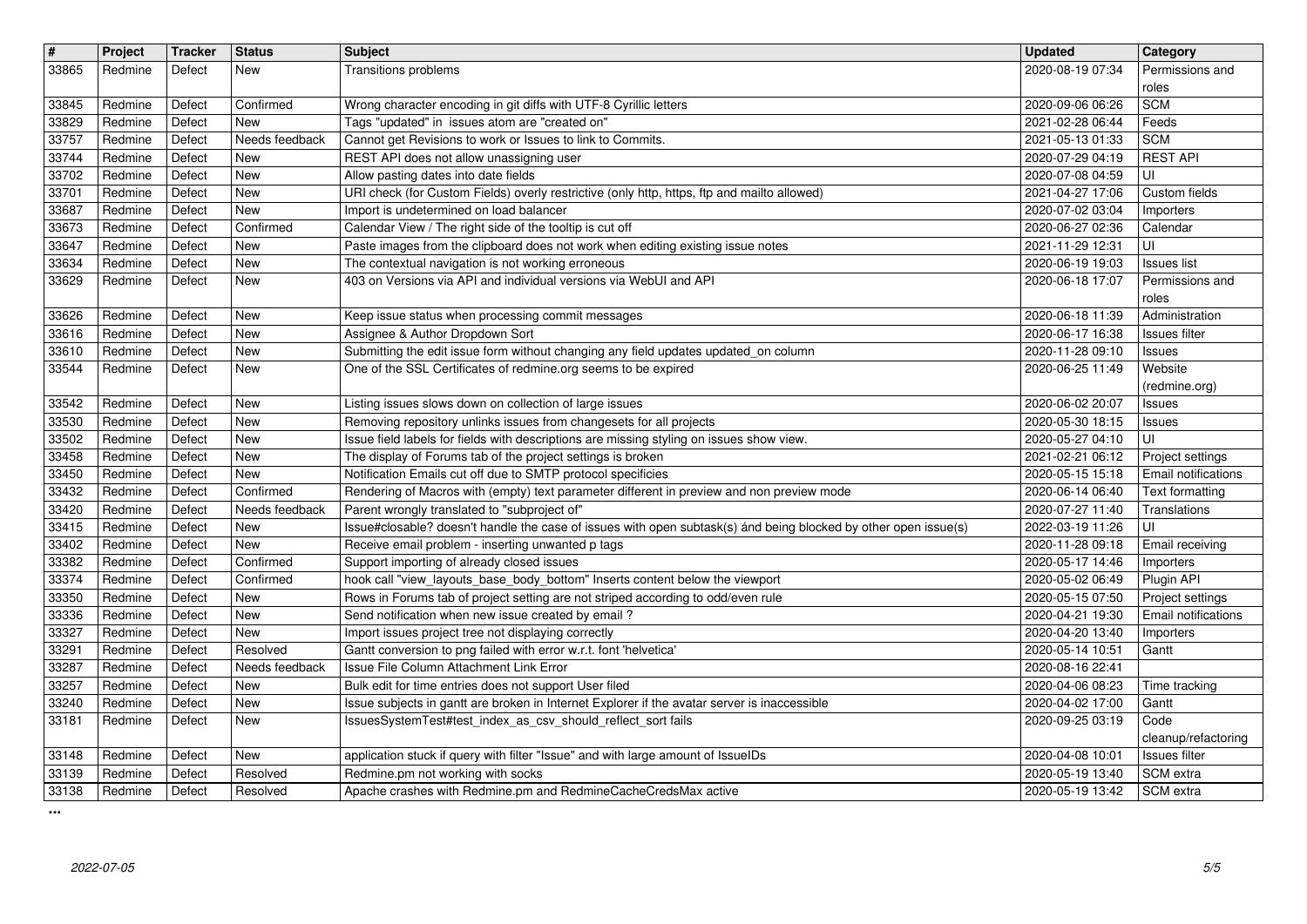| # | Project | Tracker | Status | Subject | Updated | Category |
|---|---|---|---|---|---|---|
| 33865 | Redmine | Defect | New | Transitions problems | 2020-08-19 07:34 | Permissions and roles |
| 33845 | Redmine | Defect | Confirmed | Wrong character encoding in git diffs with UTF-8 Cyrillic letters | 2020-09-06 06:26 | SCM |
| 33829 | Redmine | Defect | New | Tags "updated" in issues atom are "created on" | 2021-02-28 06:44 | Feeds |
| 33757 | Redmine | Defect | Needs feedback | Cannot get Revisions to work or Issues to link to Commits. | 2021-05-13 01:33 | SCM |
| 33744 | Redmine | Defect | New | REST API does not allow unassigning user | 2020-07-29 04:19 | REST API |
| 33702 | Redmine | Defect | New | Allow pasting dates into date fields | 2020-07-08 04:59 | UI |
| 33701 | Redmine | Defect | New | URI check (for Custom Fields) overly restrictive (only http, https, ftp and mailto allowed) | 2021-04-27 17:06 | Custom fields |
| 33687 | Redmine | Defect | New | Import is undetermined on load balancer | 2020-07-02 03:04 | Importers |
| 33673 | Redmine | Defect | Confirmed | Calendar View / The right side of the tooltip is cut off | 2020-06-27 02:36 | Calendar |
| 33647 | Redmine | Defect | New | Paste images from the clipboard does not work when editing existing issue notes | 2021-11-29 12:31 | UI |
| 33634 | Redmine | Defect | New | The contextual navigation is not working erroneous | 2020-06-19 19:03 | Issues list |
| 33629 | Redmine | Defect | New | 403 on Versions via API and individual versions via WebUI and API | 2020-06-18 17:07 | Permissions and roles |
| 33626 | Redmine | Defect | New | Keep issue status when processing commit messages | 2020-06-18 11:39 | Administration |
| 33616 | Redmine | Defect | New | Assignee & Author Dropdown Sort | 2020-06-17 16:38 | Issues filter |
| 33610 | Redmine | Defect | New | Submitting the edit issue form without changing any field updates updated_on column | 2020-11-28 09:10 | Issues |
| 33544 | Redmine | Defect | New | One of the SSL Certificates of redmine.org seems to be expired | 2020-06-25 11:49 | Website (redmine.org) |
| 33542 | Redmine | Defect | New | Listing issues slows down on collection of large issues | 2020-06-02 20:07 | Issues |
| 33530 | Redmine | Defect | New | Removing repository unlinks issues from changesets for all projects | 2020-05-30 18:15 | Issues |
| 33502 | Redmine | Defect | New | Issue field labels for fields with descriptions are missing styling on issues show view. | 2020-05-27 04:10 | UI |
| 33458 | Redmine | Defect | New | The display of Forums tab of the project settings is broken | 2021-02-21 06:12 | Project settings |
| 33450 | Redmine | Defect | New | Notification Emails cut off due to SMTP protocol specificies | 2020-05-15 15:18 | Email notifications |
| 33432 | Redmine | Defect | Confirmed | Rendering of Macros with (empty) text parameter different in preview and non preview mode | 2020-06-14 06:40 | Text formatting |
| 33420 | Redmine | Defect | Needs feedback | Parent wrongly translated to "subproject of" | 2020-07-27 11:40 | Translations |
| 33415 | Redmine | Defect | New | Issue#closable? doesn't handle the case of issues with open subtask(s) ánd being blocked by other open issue(s) | 2022-03-19 11:26 | UI |
| 33402 | Redmine | Defect | New | Receive email problem - inserting unwanted p tags | 2020-11-28 09:18 | Email receiving |
| 33382 | Redmine | Defect | Confirmed | Support importing of already closed issues | 2020-05-17 14:46 | Importers |
| 33374 | Redmine | Defect | Confirmed | hook call "view_layouts_base_body_bottom" Inserts content below the viewport | 2020-05-02 06:49 | Plugin API |
| 33350 | Redmine | Defect | New | Rows in Forums tab of project setting are not striped according to odd/even rule | 2020-05-15 07:50 | Project settings |
| 33336 | Redmine | Defect | New | Send notification when new issue created by email ? | 2020-04-21 19:30 | Email notifications |
| 33327 | Redmine | Defect | New | Import issues project tree not displaying correctly | 2020-04-20 13:40 | Importers |
| 33291 | Redmine | Defect | Resolved | Gantt conversion to png failed with error w.r.t. font 'helvetica' | 2020-05-14 10:51 | Gantt |
| 33287 | Redmine | Defect | Needs feedback | Issue File Column Attachment Link Error | 2020-08-16 22:41 | |
| 33257 | Redmine | Defect | New | Bulk edit for time entries does not support User filed | 2020-04-06 08:23 | Time tracking |
| 33240 | Redmine | Defect | New | Issue subjects in gantt are broken in Internet Explorer if the avatar server is inaccessible | 2020-04-02 17:00 | Gantt |
| 33181 | Redmine | Defect | New | IssuesSystemTest#test_index_as_csv_should_reflect_sort fails | 2020-09-25 03:19 | Code cleanup/refactoring |
| 33148 | Redmine | Defect | New | application stuck if query with filter "Issue" and with large amount of IssueIDs | 2020-04-08 10:01 | Issues filter |
| 33139 | Redmine | Defect | Resolved | Redmine.pm not working with socks | 2020-05-19 13:40 | SCM extra |
| 33138 | Redmine | Defect | Resolved | Apache crashes with Redmine.pm and RedmineCacheCredsMax active | 2020-05-19 13:42 | SCM extra |

...